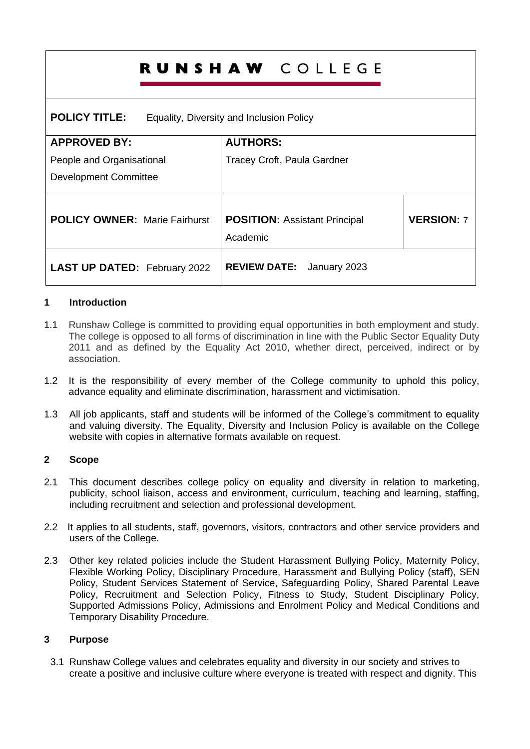# RUNSHAW COLLEGE

| **POLICY TITLE:** Equality, Diversity and Inclusion Policy | | |
|---|---|---|
| **APPROVED BY:**<br>People and Organisational Development Committee | **AUTHORS:**<br>Tracey Croft, Paula Gardner | |
| **POLICY OWNER:** Marie Fairhurst | **POSITION:** Assistant Principal Academic | **VERSION:** 7 |
| **LAST UP DATED:** February 2022 | **REVIEW DATE:** January 2023 | |

## 1 Introduction

1.1 Runshaw College is committed to providing equal opportunities in both employment and study. The college is opposed to all forms of discrimination in line with the Public Sector Equality Duty 2011 and as defined by the Equality Act 2010, whether direct, perceived, indirect or by association.

1.2 It is the responsibility of every member of the College community to uphold this policy, advance equality and eliminate discrimination, harassment and victimisation.

1.3 All job applicants, staff and students will be informed of the College's commitment to equality and valuing diversity. The Equality, Diversity and Inclusion Policy is available on the College website with copies in alternative formats available on request.

## 2 Scope

2.1 This document describes college policy on equality and diversity in relation to marketing, publicity, school liaison, access and environment, curriculum, teaching and learning, staffing, including recruitment and selection and professional development.

2.2 It applies to all students, staff, governors, visitors, contractors and other service providers and users of the College.

2.3 Other key related policies include the Student Harassment Bullying Policy, Maternity Policy, Flexible Working Policy, Disciplinary Procedure, Harassment and Bullying Policy (staff), SEN Policy, Student Services Statement of Service, Safeguarding Policy, Shared Parental Leave Policy, Recruitment and Selection Policy, Fitness to Study, Student Disciplinary Policy, Supported Admissions Policy, Admissions and Enrolment Policy and Medical Conditions and Temporary Disability Procedure.

## 3 Purpose

3.1 Runshaw College values and celebrates equality and diversity in our society and strives to create a positive and inclusive culture where everyone is treated with respect and dignity. This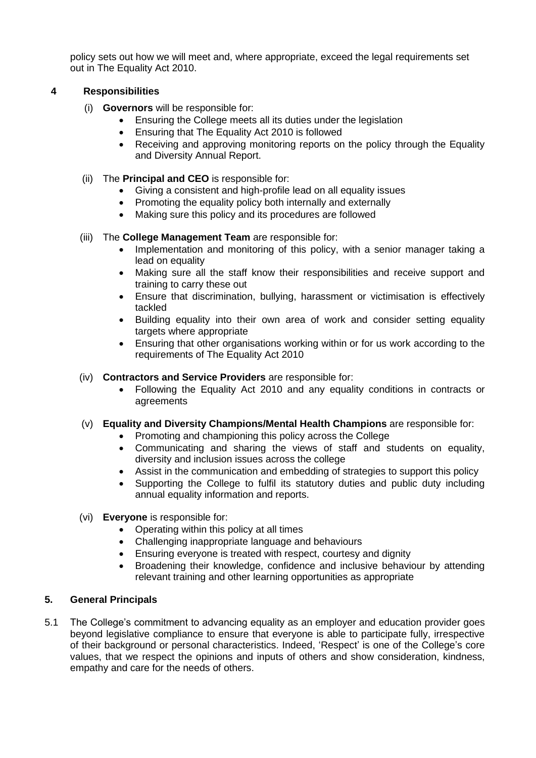policy sets out how we will meet and, where appropriate, exceed the legal requirements set out in The Equality Act 2010.

## 4 Responsibilities

(i) **Governors** will be responsible for:

- Ensuring the College meets all its duties under the legislation
- Ensuring that The Equality Act 2010 is followed
- Receiving and approving monitoring reports on the policy through the Equality and Diversity Annual Report.

(ii) The **Principal and CEO** is responsible for:

- Giving a consistent and high-profile lead on all equality issues
- Promoting the equality policy both internally and externally
- Making sure this policy and its procedures are followed

(iii) The **College Management Team** are responsible for:

- Implementation and monitoring of this policy, with a senior manager taking a lead on equality
- Making sure all the staff know their responsibilities and receive support and training to carry these out
- Ensure that discrimination, bullying, harassment or victimisation is effectively tackled
- Building equality into their own area of work and consider setting equality targets where appropriate
- Ensuring that other organisations working within or for us work according to the requirements of The Equality Act 2010

(iv) **Contractors and Service Providers** are responsible for:

- Following the Equality Act 2010 and any equality conditions in contracts or agreements

(v) **Equality and Diversity Champions/Mental Health Champions** are responsible for:

- Promoting and championing this policy across the College
- Communicating and sharing the views of staff and students on equality, diversity and inclusion issues across the college
- Assist in the communication and embedding of strategies to support this policy
- Supporting the College to fulfil its statutory duties and public duty including annual equality information and reports.

(vi) **Everyone** is responsible for:

- Operating within this policy at all times
- Challenging inappropriate language and behaviours
- Ensuring everyone is treated with respect, courtesy and dignity
- Broadening their knowledge, confidence and inclusive behaviour by attending relevant training and other learning opportunities as appropriate

## 5. General Principals

5.1 The College's commitment to advancing equality as an employer and education provider goes beyond legislative compliance to ensure that everyone is able to participate fully, irrespective of their background or personal characteristics. Indeed, 'Respect' is one of the College's core values, that we respect the opinions and inputs of others and show consideration, kindness, empathy and care for the needs of others.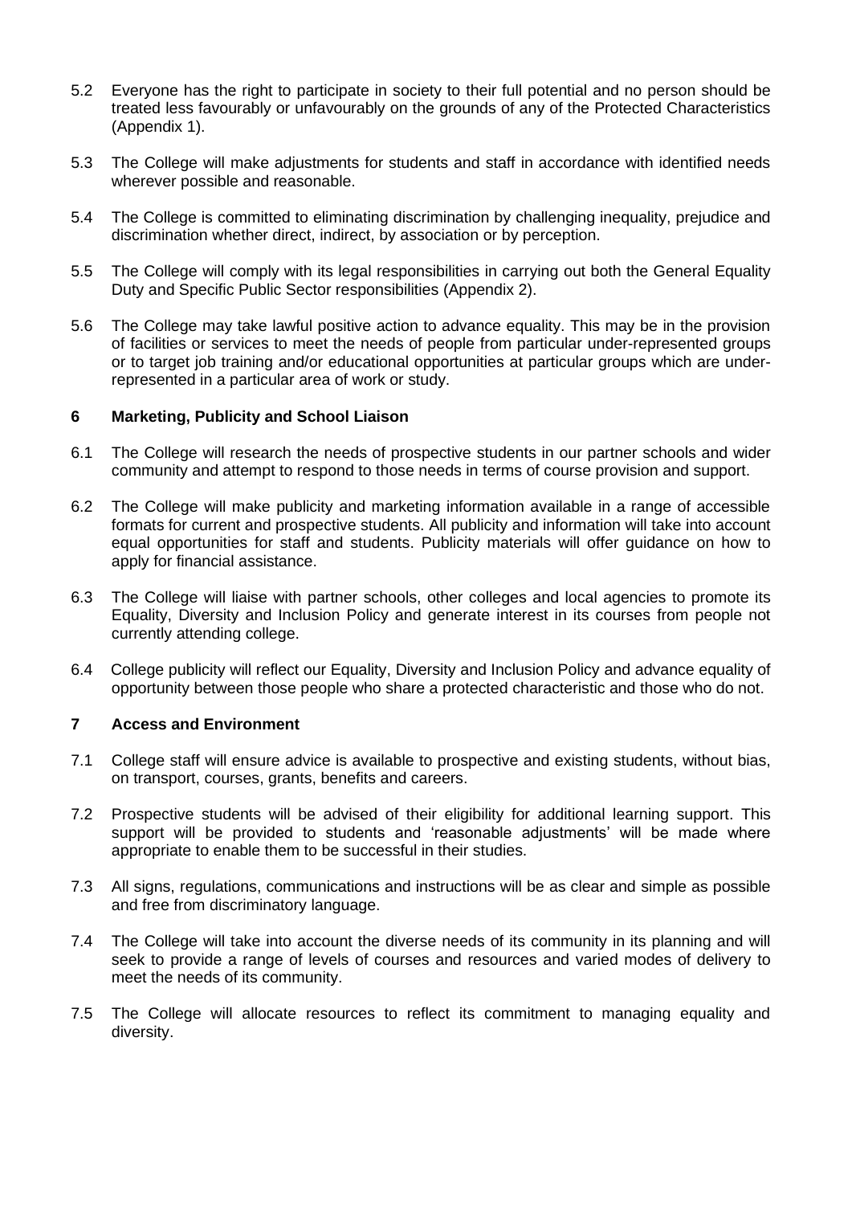5.2 Everyone has the right to participate in society to their full potential and no person should be treated less favourably or unfavourably on the grounds of any of the Protected Characteristics (Appendix 1).

5.3 The College will make adjustments for students and staff in accordance with identified needs wherever possible and reasonable.

5.4 The College is committed to eliminating discrimination by challenging inequality, prejudice and discrimination whether direct, indirect, by association or by perception.

5.5 The College will comply with its legal responsibilities in carrying out both the General Equality Duty and Specific Public Sector responsibilities (Appendix 2).

5.6 The College may take lawful positive action to advance equality. This may be in the provision of facilities or services to meet the needs of people from particular under-represented groups or to target job training and/or educational opportunities at particular groups which are under-represented in a particular area of work or study.

## 6 Marketing, Publicity and School Liaison

6.1 The College will research the needs of prospective students in our partner schools and wider community and attempt to respond to those needs in terms of course provision and support.

6.2 The College will make publicity and marketing information available in a range of accessible formats for current and prospective students. All publicity and information will take into account equal opportunities for staff and students. Publicity materials will offer guidance on how to apply for financial assistance.

6.3 The College will liaise with partner schools, other colleges and local agencies to promote its Equality, Diversity and Inclusion Policy and generate interest in its courses from people not currently attending college.

6.4 College publicity will reflect our Equality, Diversity and Inclusion Policy and advance equality of opportunity between those people who share a protected characteristic and those who do not.

## 7 Access and Environment

7.1 College staff will ensure advice is available to prospective and existing students, without bias, on transport, courses, grants, benefits and careers.

7.2 Prospective students will be advised of their eligibility for additional learning support. This support will be provided to students and 'reasonable adjustments' will be made where appropriate to enable them to be successful in their studies.

7.3 All signs, regulations, communications and instructions will be as clear and simple as possible and free from discriminatory language.

7.4 The College will take into account the diverse needs of its community in its planning and will seek to provide a range of levels of courses and resources and varied modes of delivery to meet the needs of its community.

7.5 The College will allocate resources to reflect its commitment to managing equality and diversity.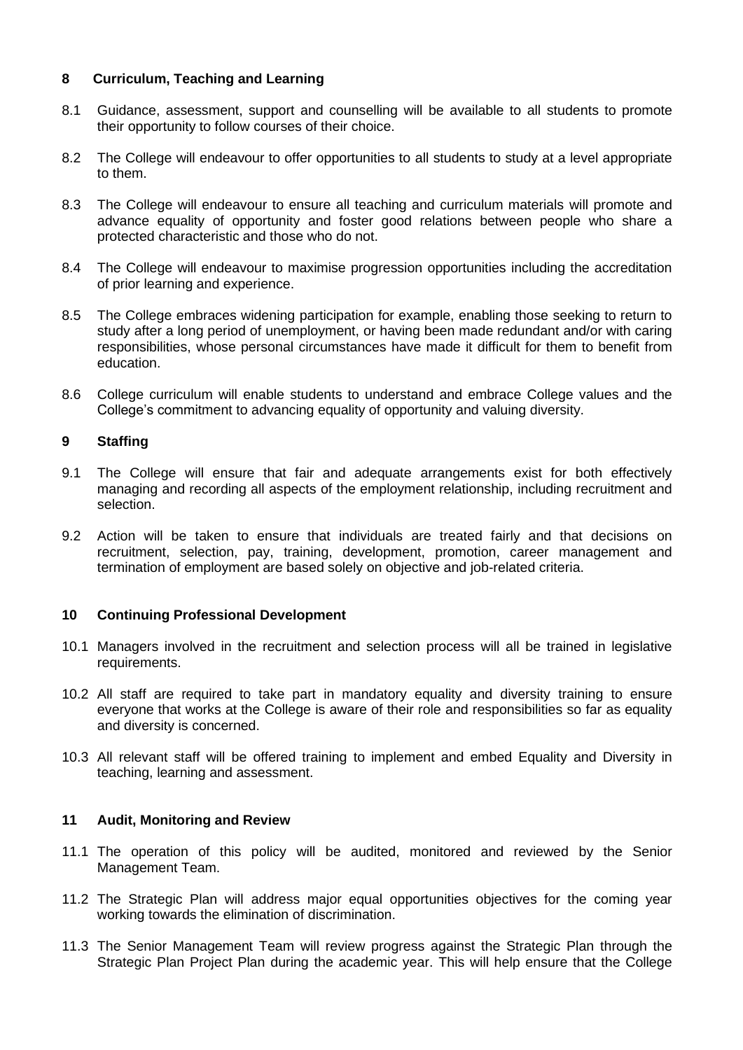## 8 Curriculum, Teaching and Learning

8.1 Guidance, assessment, support and counselling will be available to all students to promote their opportunity to follow courses of their choice.

8.2 The College will endeavour to offer opportunities to all students to study at a level appropriate to them.

8.3 The College will endeavour to ensure all teaching and curriculum materials will promote and advance equality of opportunity and foster good relations between people who share a protected characteristic and those who do not.

8.4 The College will endeavour to maximise progression opportunities including the accreditation of prior learning and experience.

8.5 The College embraces widening participation for example, enabling those seeking to return to study after a long period of unemployment, or having been made redundant and/or with caring responsibilities, whose personal circumstances have made it difficult for them to benefit from education.

8.6 College curriculum will enable students to understand and embrace College values and the College's commitment to advancing equality of opportunity and valuing diversity.

## 9 Staffing

9.1 The College will ensure that fair and adequate arrangements exist for both effectively managing and recording all aspects of the employment relationship, including recruitment and selection.

9.2 Action will be taken to ensure that individuals are treated fairly and that decisions on recruitment, selection, pay, training, development, promotion, career management and termination of employment are based solely on objective and job-related criteria.

## 10 Continuing Professional Development

10.1 Managers involved in the recruitment and selection process will all be trained in legislative requirements.

10.2 All staff are required to take part in mandatory equality and diversity training to ensure everyone that works at the College is aware of their role and responsibilities so far as equality and diversity is concerned.

10.3 All relevant staff will be offered training to implement and embed Equality and Diversity in teaching, learning and assessment.

## 11 Audit, Monitoring and Review

11.1 The operation of this policy will be audited, monitored and reviewed by the Senior Management Team.

11.2 The Strategic Plan will address major equal opportunities objectives for the coming year working towards the elimination of discrimination.

11.3 The Senior Management Team will review progress against the Strategic Plan through the Strategic Plan Project Plan during the academic year. This will help ensure that the College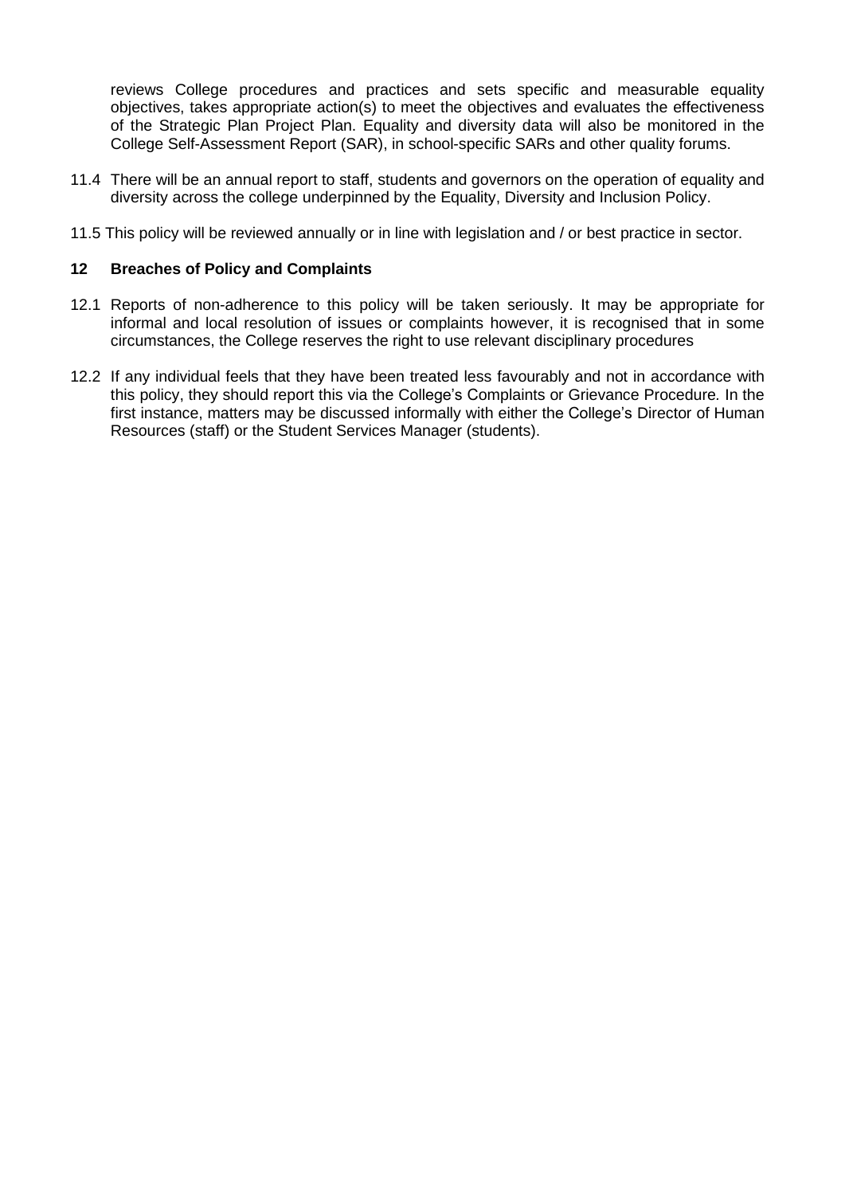reviews College procedures and practices and sets specific and measurable equality objectives, takes appropriate action(s) to meet the objectives and evaluates the effectiveness of the Strategic Plan Project Plan. Equality and diversity data will also be monitored in the College Self-Assessment Report (SAR), in school-specific SARs and other quality forums.

11.4 There will be an annual report to staff, students and governors on the operation of equality and diversity across the college underpinned by the Equality, Diversity and Inclusion Policy.

11.5 This policy will be reviewed annually or in line with legislation and / or best practice in sector.

## 12 Breaches of Policy and Complaints

12.1 Reports of non-adherence to this policy will be taken seriously. It may be appropriate for informal and local resolution of issues or complaints however, it is recognised that in some circumstances, the College reserves the right to use relevant disciplinary procedures

12.2 If any individual feels that they have been treated less favourably and not in accordance with this policy, they should report this via the College's Complaints or Grievance Procedure. In the first instance, matters may be discussed informally with either the College's Director of Human Resources (staff) or the Student Services Manager (students).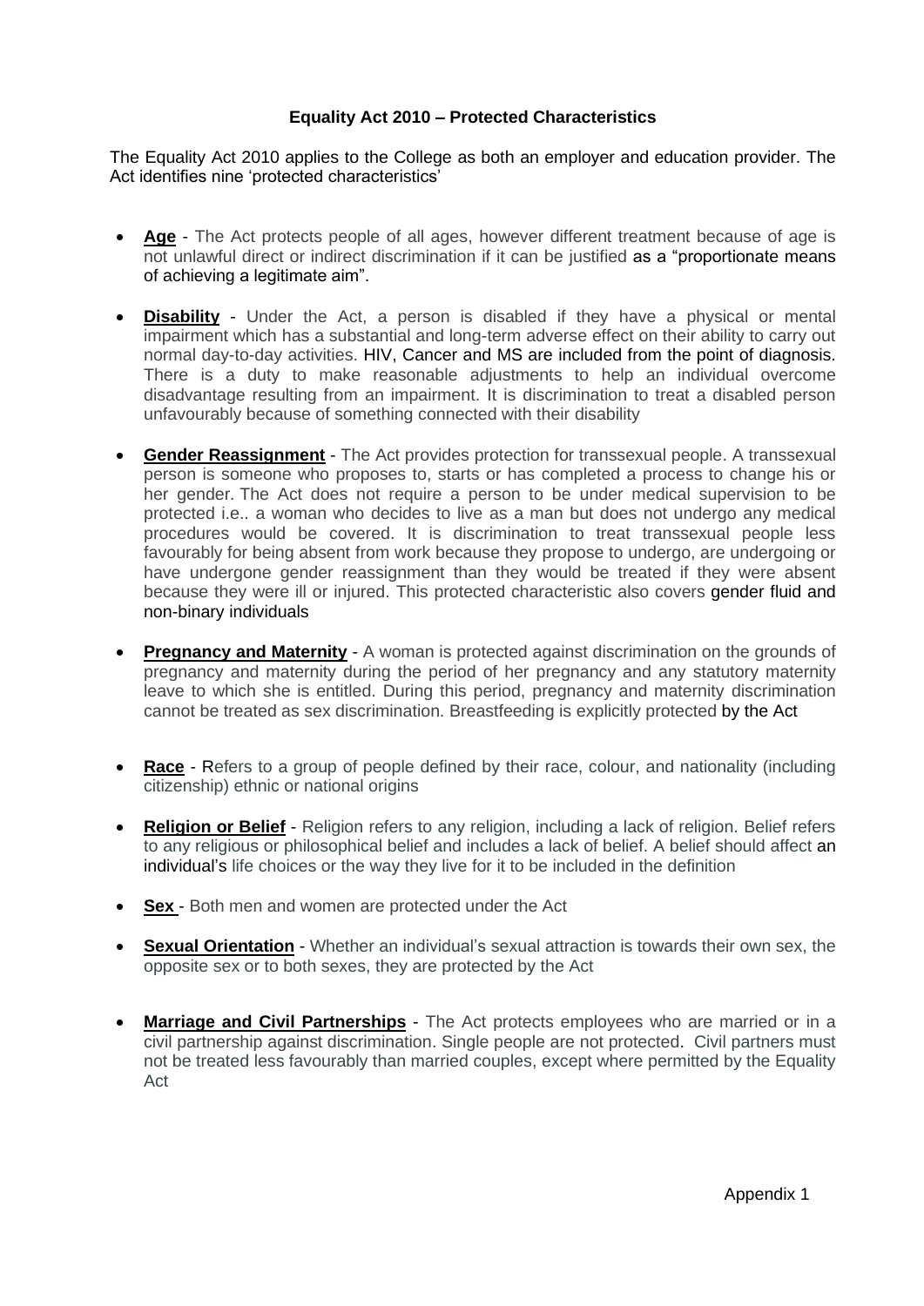**Equality Act 2010 – Protected Characteristics**

The Equality Act 2010 applies to the College as both an employer and education provider. The Act identifies nine 'protected characteristics'

- **Age** - The Act protects people of all ages, however different treatment because of age is not unlawful direct or indirect discrimination if it can be justified as a "proportionate means of achieving a legitimate aim".

- **Disability** - Under the Act, a person is disabled if they have a physical or mental impairment which has a substantial and long-term adverse effect on their ability to carry out normal day-to-day activities. HIV, Cancer and MS are included from the point of diagnosis. There is a duty to make reasonable adjustments to help an individual overcome disadvantage resulting from an impairment. It is discrimination to treat a disabled person unfavourably because of something connected with their disability

- **Gender Reassignment** - The Act provides protection for transsexual people. A transsexual person is someone who proposes to, starts or has completed a process to change his or her gender. The Act does not require a person to be under medical supervision to be protected i.e.. a woman who decides to live as a man but does not undergo any medical procedures would be covered. It is discrimination to treat transsexual people less favourably for being absent from work because they propose to undergo, are undergoing or have undergone gender reassignment than they would be treated if they were absent because they were ill or injured. This protected characteristic also covers gender fluid and non-binary individuals

- **Pregnancy and Maternity** - A woman is protected against discrimination on the grounds of pregnancy and maternity during the period of her pregnancy and any statutory maternity leave to which she is entitled. During this period, pregnancy and maternity discrimination cannot be treated as sex discrimination. Breastfeeding is explicitly protected by the Act

- **Race** - Refers to a group of people defined by their race, colour, and nationality (including citizenship) ethnic or national origins

- **Religion or Belief** - Religion refers to any religion, including a lack of religion. Belief refers to any religious or philosophical belief and includes a lack of belief. A belief should affect an individual's life choices or the way they live for it to be included in the definition

- **Sex** - Both men and women are protected under the Act

- **Sexual Orientation** - Whether an individual's sexual attraction is towards their own sex, the opposite sex or to both sexes, they are protected by the Act

- **Marriage and Civil Partnerships** - The Act protects employees who are married or in a civil partnership against discrimination. Single people are not protected. Civil partners must not be treated less favourably than married couples, except where permitted by the Equality Act

Appendix 1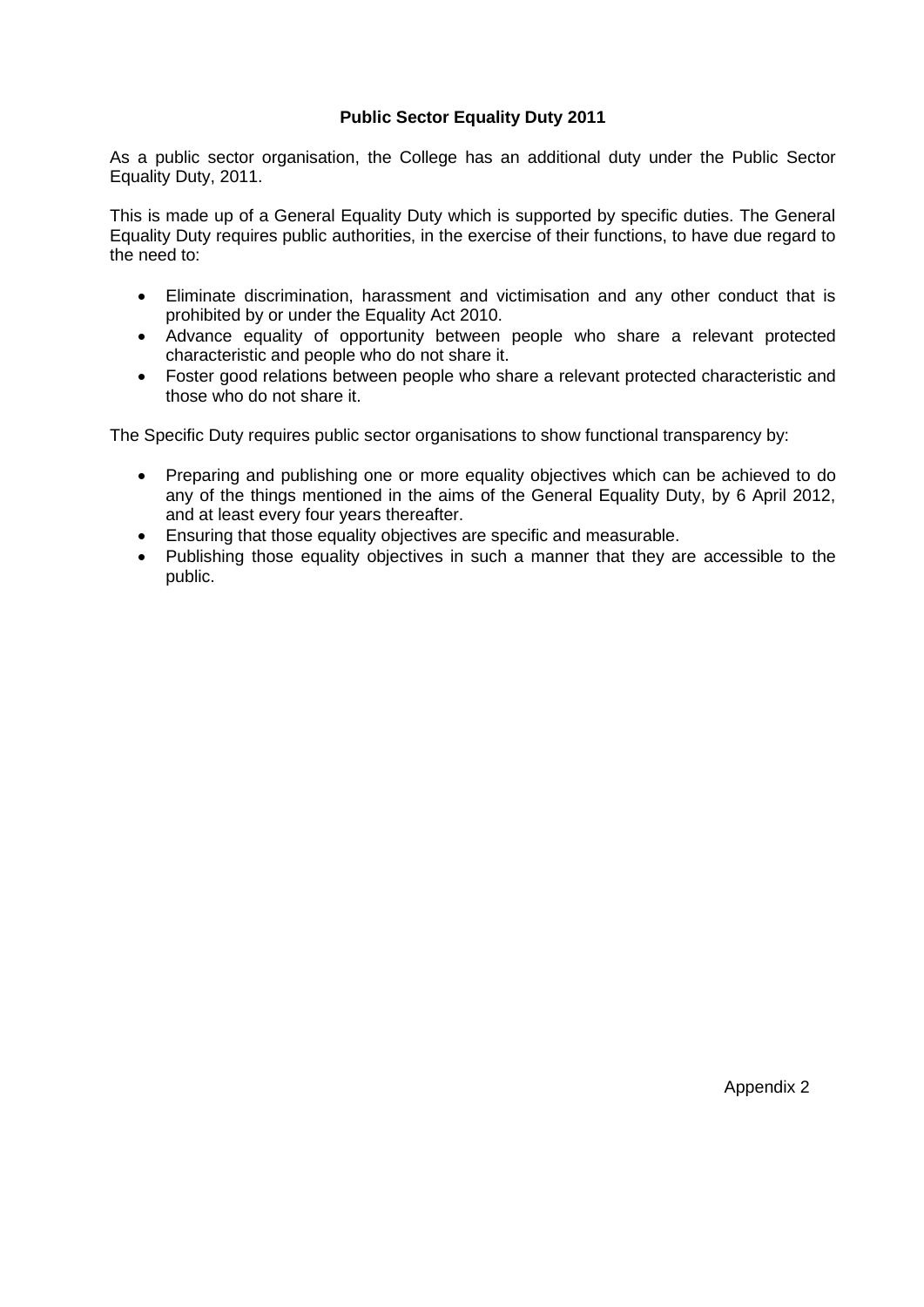**Public Sector Equality Duty 2011**

As a public sector organisation, the College has an additional duty under the Public Sector Equality Duty, 2011.

This is made up of a General Equality Duty which is supported by specific duties. The General Equality Duty requires public authorities, in the exercise of their functions, to have due regard to the need to:

- Eliminate discrimination, harassment and victimisation and any other conduct that is prohibited by or under the Equality Act 2010.
- Advance equality of opportunity between people who share a relevant protected characteristic and people who do not share it.
- Foster good relations between people who share a relevant protected characteristic and those who do not share it.

The Specific Duty requires public sector organisations to show functional transparency by:

- Preparing and publishing one or more equality objectives which can be achieved to do any of the things mentioned in the aims of the General Equality Duty, by 6 April 2012, and at least every four years thereafter.
- Ensuring that those equality objectives are specific and measurable.
- Publishing those equality objectives in such a manner that they are accessible to the public.

Appendix 2